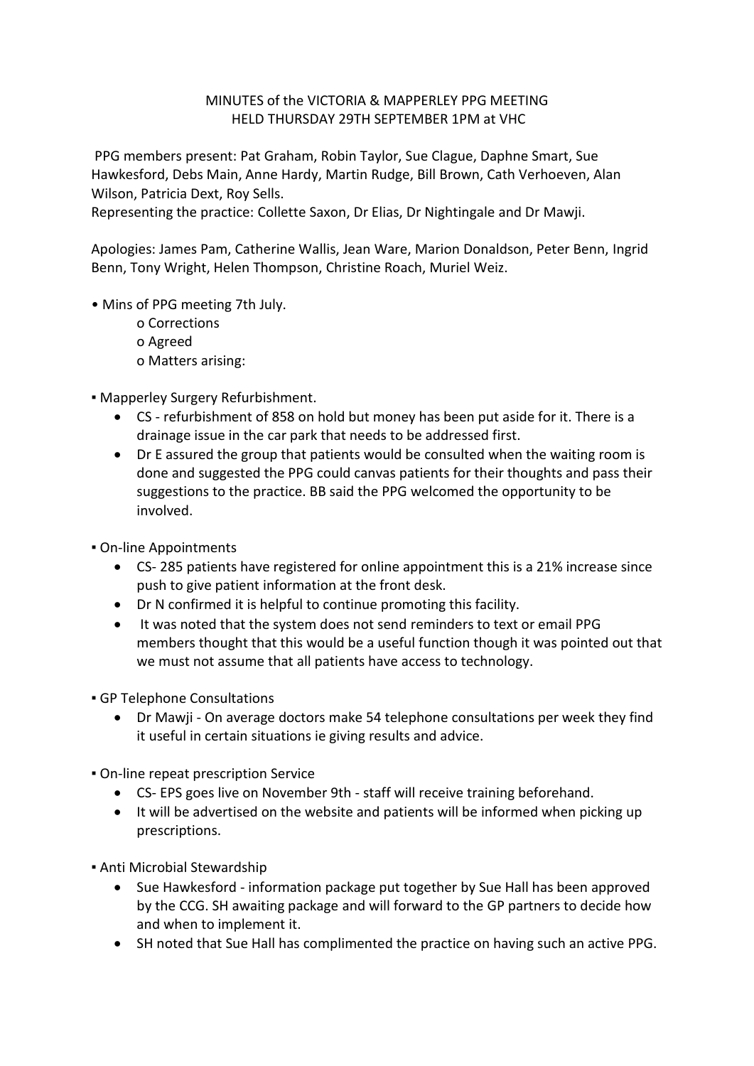MINUTES of the VICTORIA & MAPPERLEY PPG MEETING
HELD THURSDAY 29TH SEPTEMBER 1PM at VHC

PPG members present: Pat Graham, Robin Taylor, Sue Clague, Daphne Smart, Sue Hawkesford, Debs Main, Anne Hardy, Martin Rudge, Bill Brown, Cath Verhoeven, Alan Wilson, Patricia Dext, Roy Sells.
Representing the practice: Collette Saxon, Dr Elias, Dr Nightingale and Dr Mawji.

Apologies: James Pam, Catherine Wallis, Jean Ware, Marion Donaldson, Peter Benn, Ingrid Benn, Tony Wright, Helen Thompson, Christine Roach, Muriel Weiz.

- Mins of PPG meeting 7th July.
    - Corrections
    - Agreed
    - Matters arising:

▪ Mapperley Surgery Refurbishment.

- CS - refurbishment of 858 on hold but money has been put aside for it. There is a drainage issue in the car park that needs to be addressed first.
- Dr E assured the group that patients would be consulted when the waiting room is done and suggested the PPG could canvas patients for their thoughts and pass their suggestions to the practice. BB said the PPG welcomed the opportunity to be involved.

▪ On-line Appointments

- CS- 285 patients have registered for online appointment this is a 21% increase since push to give patient information at the front desk.
- Dr N confirmed it is helpful to continue promoting this facility.
- It was noted that the system does not send reminders to text or email PPG members thought that this would be a useful function though it was pointed out that we must not assume that all patients have access to technology.

▪ GP Telephone Consultations

- Dr Mawji - On average doctors make 54 telephone consultations per week they find it useful in certain situations ie giving results and advice.

▪ On-line repeat prescription Service

- CS- EPS goes live on November 9th - staff will receive training beforehand.
- It will be advertised on the website and patients will be informed when picking up prescriptions.

▪ Anti Microbial Stewardship

- Sue Hawkesford - information package put together by Sue Hall has been approved by the CCG. SH awaiting package and will forward to the GP partners to decide how and when to implement it.
- SH noted that Sue Hall has complimented the practice on having such an active PPG.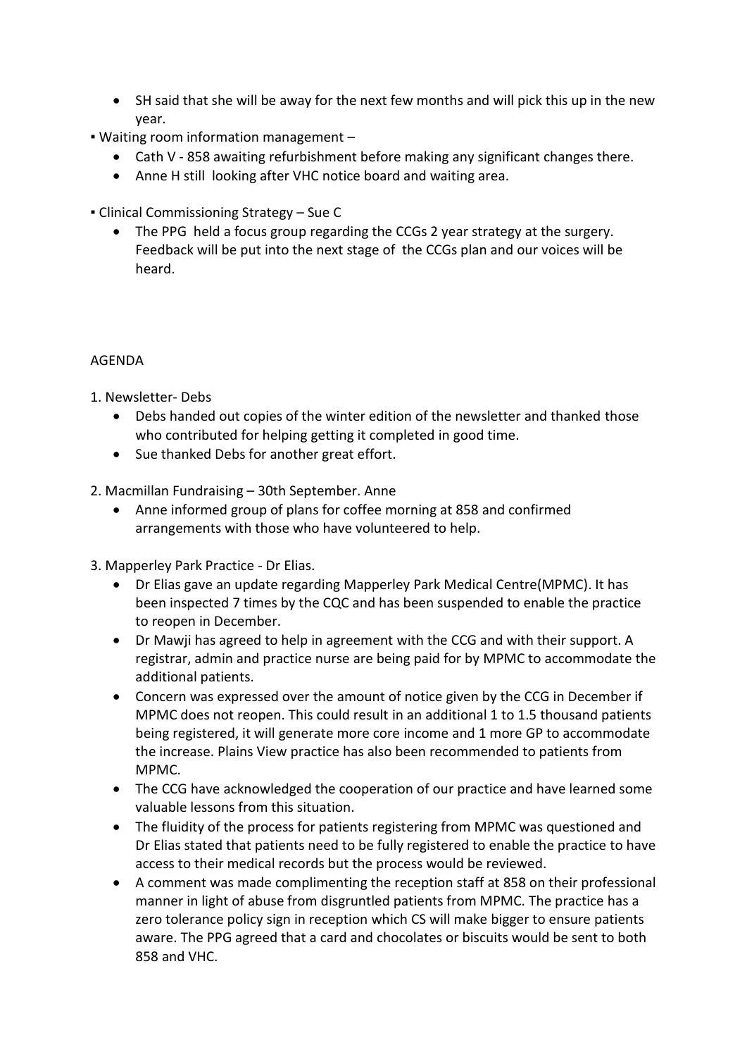- SH said that she will be away for the next few months and will pick this up in the new year.

▪ Waiting room information management –
  - Cath V - 858 awaiting refurbishment before making any significant changes there.
  - Anne H still looking after VHC notice board and waiting area.

▪ Clinical Commissioning Strategy – Sue C
  - The PPG held a focus group regarding the CCGs 2 year strategy at the surgery. Feedback will be put into the next stage of the CCGs plan and our voices will be heard.

AGENDA

1. Newsletter- Debs
   - Debs handed out copies of the winter edition of the newsletter and thanked those who contributed for helping getting it completed in good time.
   - Sue thanked Debs for another great effort.

2. Macmillan Fundraising – 30th September. Anne
   - Anne informed group of plans for coffee morning at 858 and confirmed arrangements with those who have volunteered to help.

3. Mapperley Park Practice - Dr Elias.
   - Dr Elias gave an update regarding Mapperley Park Medical Centre(MPMC). It has been inspected 7 times by the CQC and has been suspended to enable the practice to reopen in December.
   - Dr Mawji has agreed to help in agreement with the CCG and with their support. A registrar, admin and practice nurse are being paid for by MPMC to accommodate the additional patients.
   - Concern was expressed over the amount of notice given by the CCG in December if MPMC does not reopen. This could result in an additional 1 to 1.5 thousand patients being registered, it will generate more core income and 1 more GP to accommodate the increase. Plains View practice has also been recommended to patients from MPMC.
   - The CCG have acknowledged the cooperation of our practice and have learned some valuable lessons from this situation.
   - The fluidity of the process for patients registering from MPMC was questioned and Dr Elias stated that patients need to be fully registered to enable the practice to have access to their medical records but the process would be reviewed.
   - A comment was made complimenting the reception staff at 858 on their professional manner in light of abuse from disgruntled patients from MPMC. The practice has a zero tolerance policy sign in reception which CS will make bigger to ensure patients aware. The PPG agreed that a card and chocolates or biscuits would be sent to both 858 and VHC.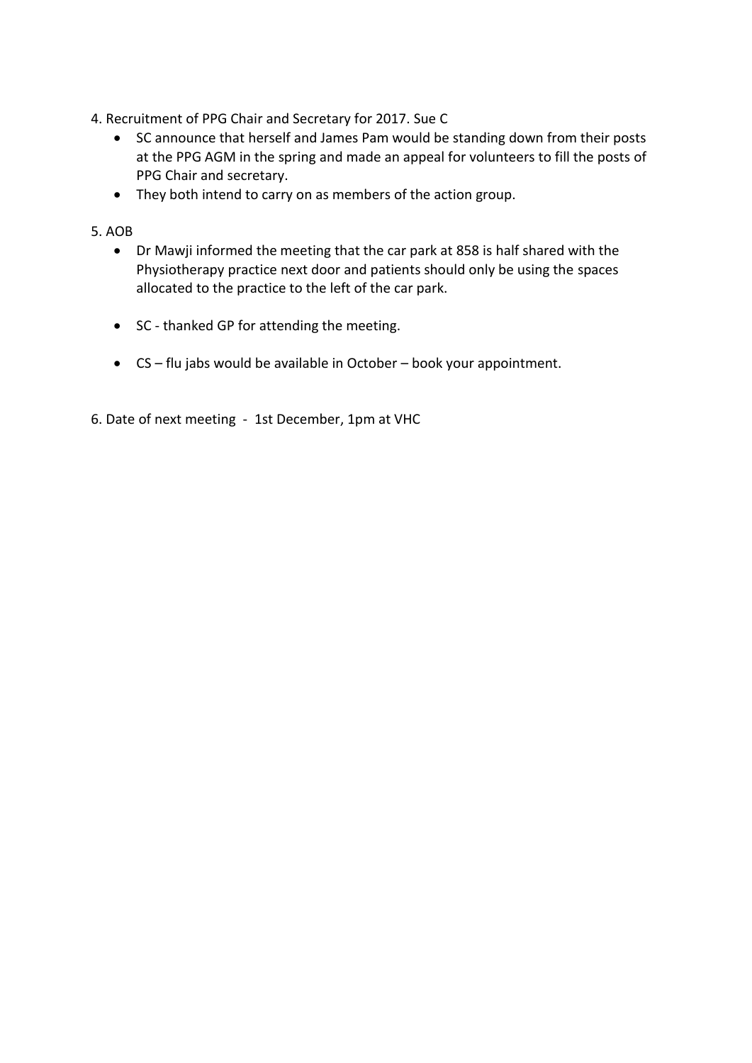4. Recruitment of PPG Chair and Secretary for 2017. Sue C

- SC announce that herself and James Pam would be standing down from their posts at the PPG AGM in the spring and made an appeal for volunteers to fill the posts of PPG Chair and secretary.
- They both intend to carry on as members of the action group.

5. AOB

- Dr Mawji informed the meeting that the car park at 858 is half shared with the Physiotherapy practice next door and patients should only be using the spaces allocated to the practice to the left of the car park.
- SC - thanked GP for attending the meeting.
- CS – flu jabs would be available in October – book your appointment.

6. Date of next meeting - 1st December, 1pm at VHC